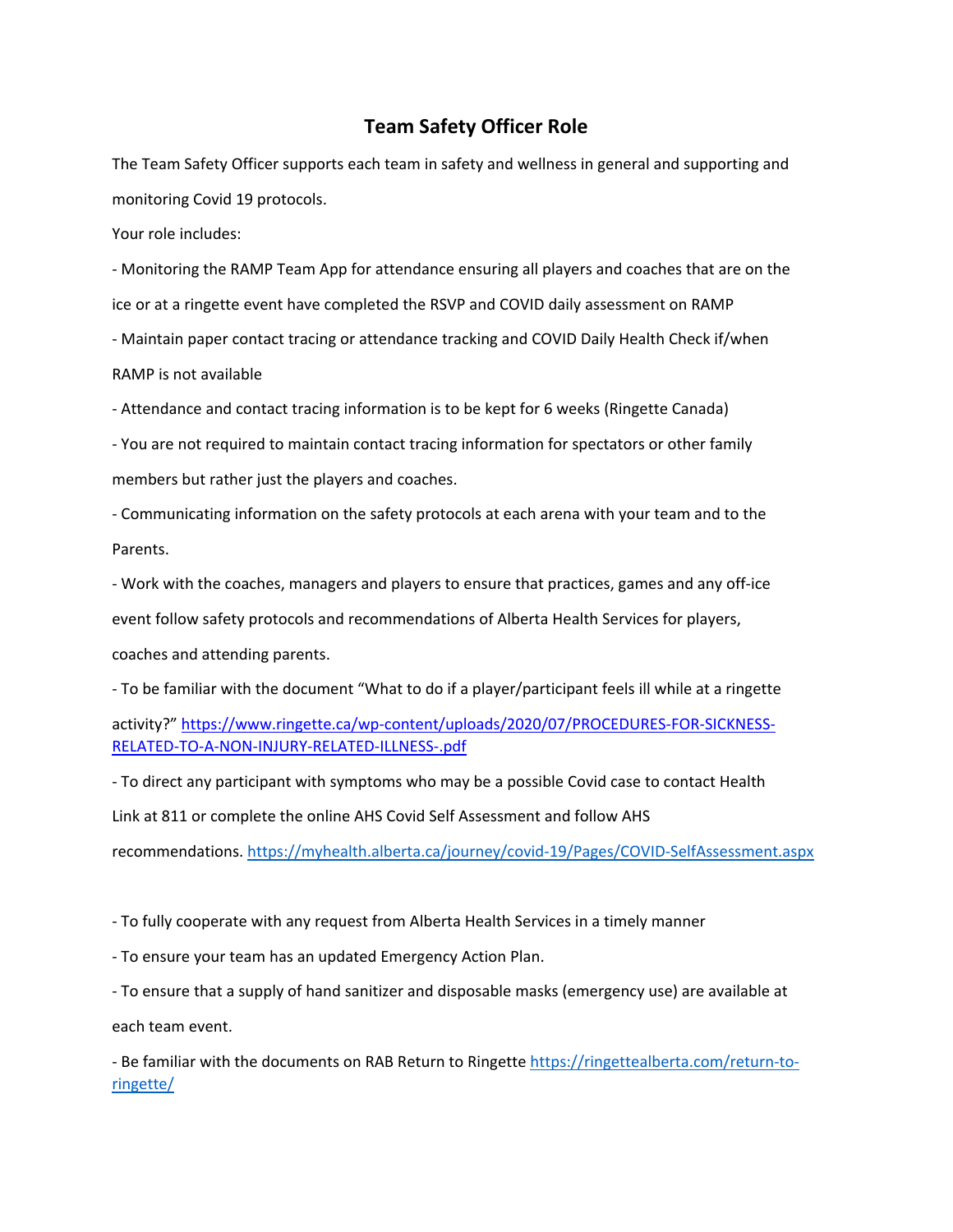# Team Safety Officer Role

The Team Safety Officer supports each team in safety and wellness in general and supporting and monitoring Covid 19 protocols.

Your role includes:

- Monitoring the RAMP Team App for attendance ensuring all players and coaches that are on the ice or at a ringette event have completed the RSVP and COVID daily assessment on RAMP
- Maintain paper contact tracing or attendance tracking and COVID Daily Health Check if/when RAMP is not available
- Attendance and contact tracing information is to be kept for 6 weeks (Ringette Canada)
- You are not required to maintain contact tracing information for spectators or other family members but rather just the players and coaches.
- Communicating information on the safety protocols at each arena with your team and to the Parents.
- Work with the coaches, managers and players to ensure that practices, games and any off-ice event follow safety protocols and recommendations of Alberta Health Services for players, coaches and attending parents.
- To be familiar with the document "What to do if a player/participant feels ill while at a ringette activity?" https://www.ringette.ca/wp-content/uploads/2020/07/PROCEDURES-FOR-SICKNESS-RELATED-TO-A-NON-INJURY-RELATED-ILLNESS-.pdf
- To direct any participant with symptoms who may be a possible Covid case to contact Health Link at 811 or complete the online AHS Covid Self Assessment and follow AHS recommendations. https://myhealth.alberta.ca/journey/covid-19/Pages/COVID-SelfAssessment.aspx
- To fully cooperate with any request from Alberta Health Services in a timely manner
- To ensure your team has an updated Emergency Action Plan.
- To ensure that a supply of hand sanitizer and disposable masks (emergency use) are available at each team event.
- Be familiar with the documents on RAB Return to Ringette https://ringettealberta.com/return-to-ringette/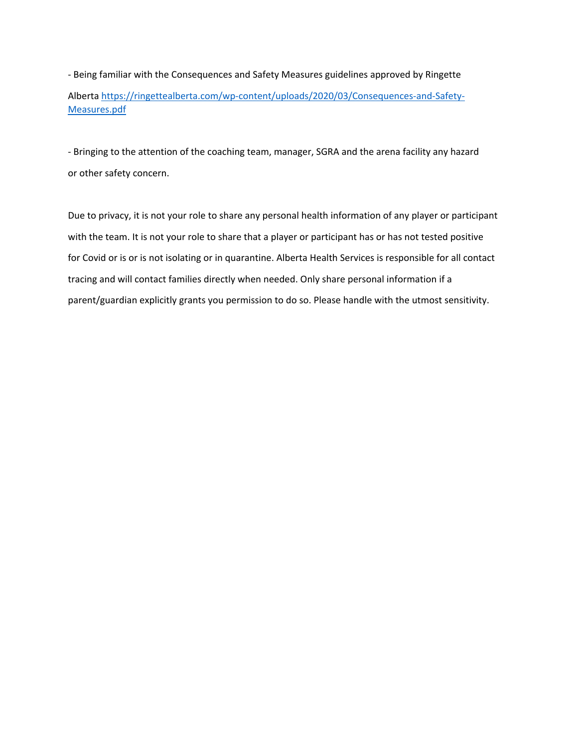- Being familiar with the Consequences and Safety Measures guidelines approved by Ringette Alberta https://ringettealberta.com/wp-content/uploads/2020/03/Consequences-and-Safety-Measures.pdf

- Bringing to the attention of the coaching team, manager, SGRA and the arena facility any hazard or other safety concern.

Due to privacy, it is not your role to share any personal health information of any player or participant with the team. It is not your role to share that a player or participant has or has not tested positive for Covid or is or is not isolating or in quarantine. Alberta Health Services is responsible for all contact tracing and will contact families directly when needed. Only share personal information if a parent/guardian explicitly grants you permission to do so. Please handle with the utmost sensitivity.